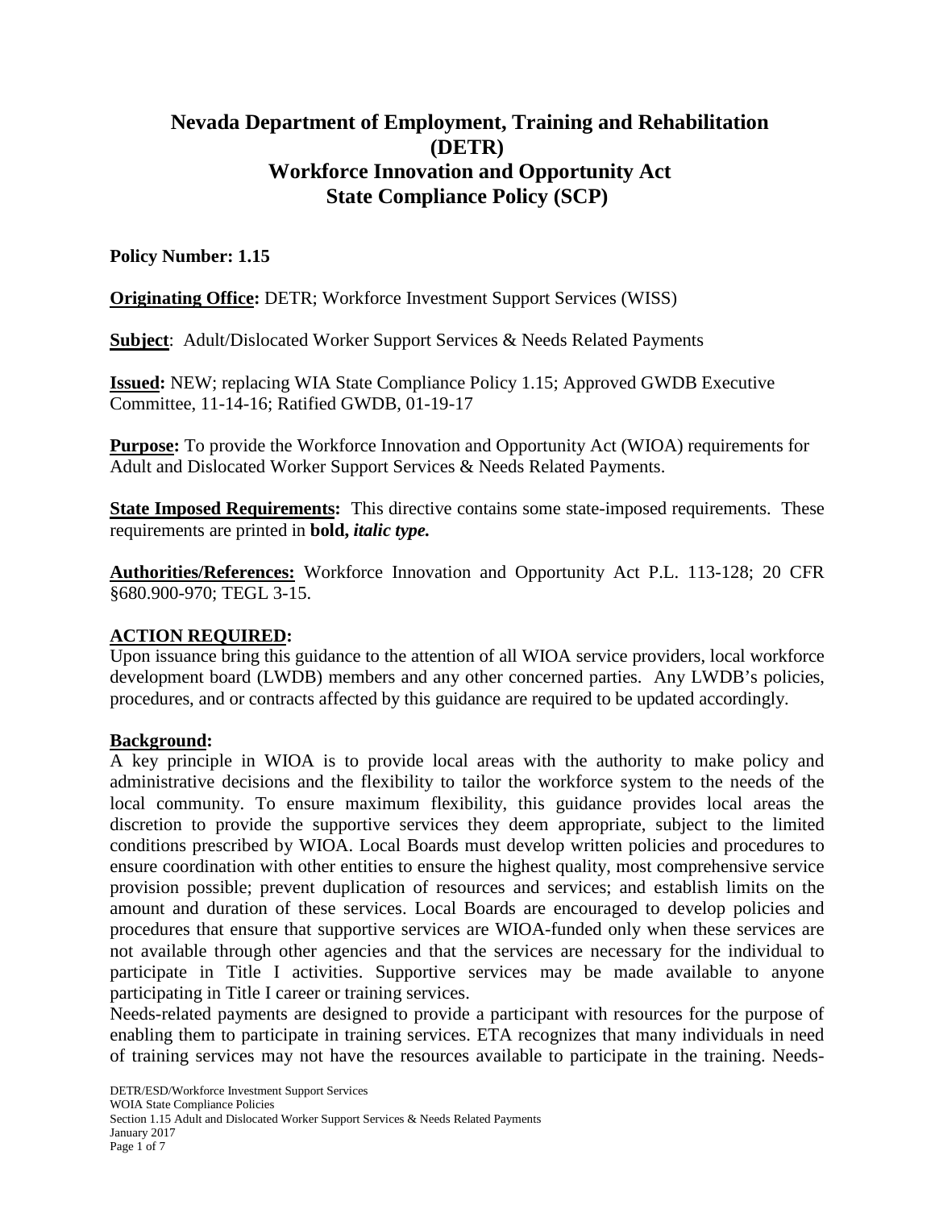# Nevada Department of Employment, Training and Rehabilitation (DETR)
# Workforce Innovation and Opportunity Act
# State Compliance Policy (SCP)

**Policy Number: 1.15**

**Originating Office:** DETR; Workforce Investment Support Services (WISS)

**Subject**: Adult/Dislocated Worker Support Services & Needs Related Payments

**Issued:** NEW; replacing WIA State Compliance Policy 1.15; Approved GWDB Executive Committee, 11-14-16; Ratified GWDB, 01-19-17

**Purpose:** To provide the Workforce Innovation and Opportunity Act (WIOA) requirements for Adult and Dislocated Worker Support Services & Needs Related Payments.

**State Imposed Requirements:** This directive contains some state-imposed requirements. These requirements are printed in **bold,** ***italic type.***

**Authorities/References:** Workforce Innovation and Opportunity Act P.L. 113-128; 20 CFR §680.900-970; TEGL 3-15.

**ACTION REQUIRED:**

Upon issuance bring this guidance to the attention of all WIOA service providers, local workforce development board (LWDB) members and any other concerned parties. Any LWDB's policies, procedures, and or contracts affected by this guidance are required to be updated accordingly.

**Background:**

A key principle in WIOA is to provide local areas with the authority to make policy and administrative decisions and the flexibility to tailor the workforce system to the needs of the local community. To ensure maximum flexibility, this guidance provides local areas the discretion to provide the supportive services they deem appropriate, subject to the limited conditions prescribed by WIOA. Local Boards must develop written policies and procedures to ensure coordination with other entities to ensure the highest quality, most comprehensive service provision possible; prevent duplication of resources and services; and establish limits on the amount and duration of these services. Local Boards are encouraged to develop policies and procedures that ensure that supportive services are WIOA-funded only when these services are not available through other agencies and that the services are necessary for the individual to participate in Title I activities. Supportive services may be made available to anyone participating in Title I career or training services.

Needs-related payments are designed to provide a participant with resources for the purpose of enabling them to participate in training services. ETA recognizes that many individuals in need of training services may not have the resources available to participate in the training. Needs-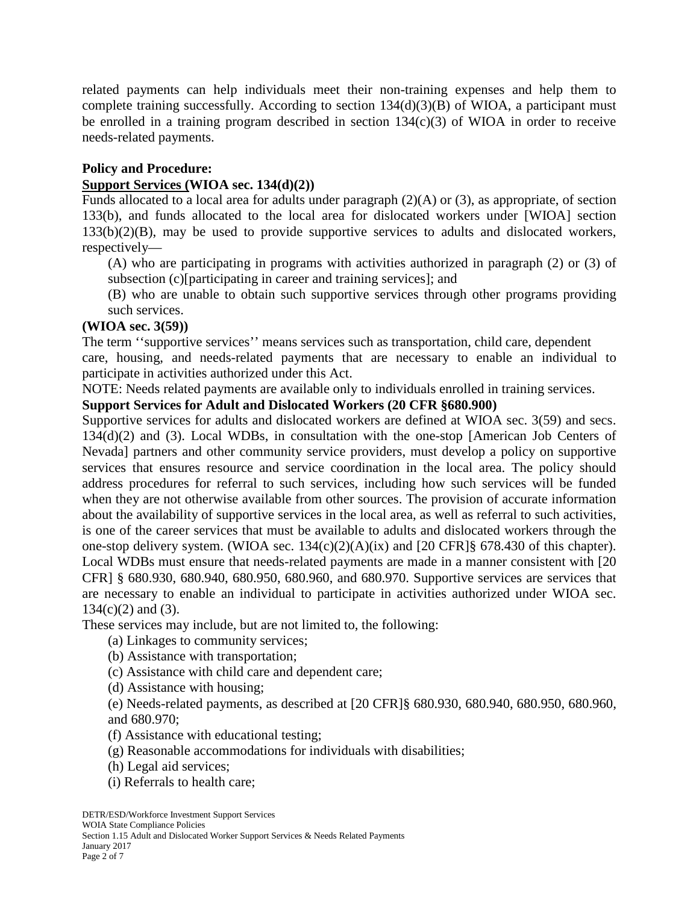related payments can help individuals meet their non-training expenses and help them to complete training successfully. According to section 134(d)(3)(B) of WIOA, a participant must be enrolled in a training program described in section 134(c)(3) of WIOA in order to receive needs-related payments.

**Policy and Procedure:**

**<u>Support Services (</u>WIOA sec. 134(d)(2))**

Funds allocated to a local area for adults under paragraph (2)(A) or (3), as appropriate, of section 133(b), and funds allocated to the local area for dislocated workers under [WIOA] section 133(b)(2)(B), may be used to provide supportive services to adults and dislocated workers, respectively—

(A) who are participating in programs with activities authorized in paragraph (2) or (3) of subsection (c)[participating in career and training services]; and

(B) who are unable to obtain such supportive services through other programs providing such services.

**(WIOA sec. 3(59))**

The term ''supportive services'' means services such as transportation, child care, dependent care, housing, and needs-related payments that are necessary to enable an individual to participate in activities authorized under this Act.

NOTE: Needs related payments are available only to individuals enrolled in training services.

**Support Services for Adult and Dislocated Workers (20 CFR §680.900)**

Supportive services for adults and dislocated workers are defined at WIOA sec. 3(59) and secs. 134(d)(2) and (3). Local WDBs, in consultation with the one-stop [American Job Centers of Nevada] partners and other community service providers, must develop a policy on supportive services that ensures resource and service coordination in the local area. The policy should address procedures for referral to such services, including how such services will be funded when they are not otherwise available from other sources. The provision of accurate information about the availability of supportive services in the local area, as well as referral to such activities, is one of the career services that must be available to adults and dislocated workers through the one-stop delivery system. (WIOA sec. 134(c)(2)(A)(ix) and [20 CFR]§ 678.430 of this chapter). Local WDBs must ensure that needs-related payments are made in a manner consistent with [20 CFR] § 680.930, 680.940, 680.950, 680.960, and 680.970. Supportive services are services that are necessary to enable an individual to participate in activities authorized under WIOA sec. 134(c)(2) and (3).

These services may include, but are not limited to, the following:

(a) Linkages to community services;

(b) Assistance with transportation;

(c) Assistance with child care and dependent care;

(d) Assistance with housing;

(e) Needs-related payments, as described at [20 CFR]§ 680.930, 680.940, 680.950, 680.960, and 680.970;

(f) Assistance with educational testing;

(g) Reasonable accommodations for individuals with disabilities;

(h) Legal aid services;

(i) Referrals to health care;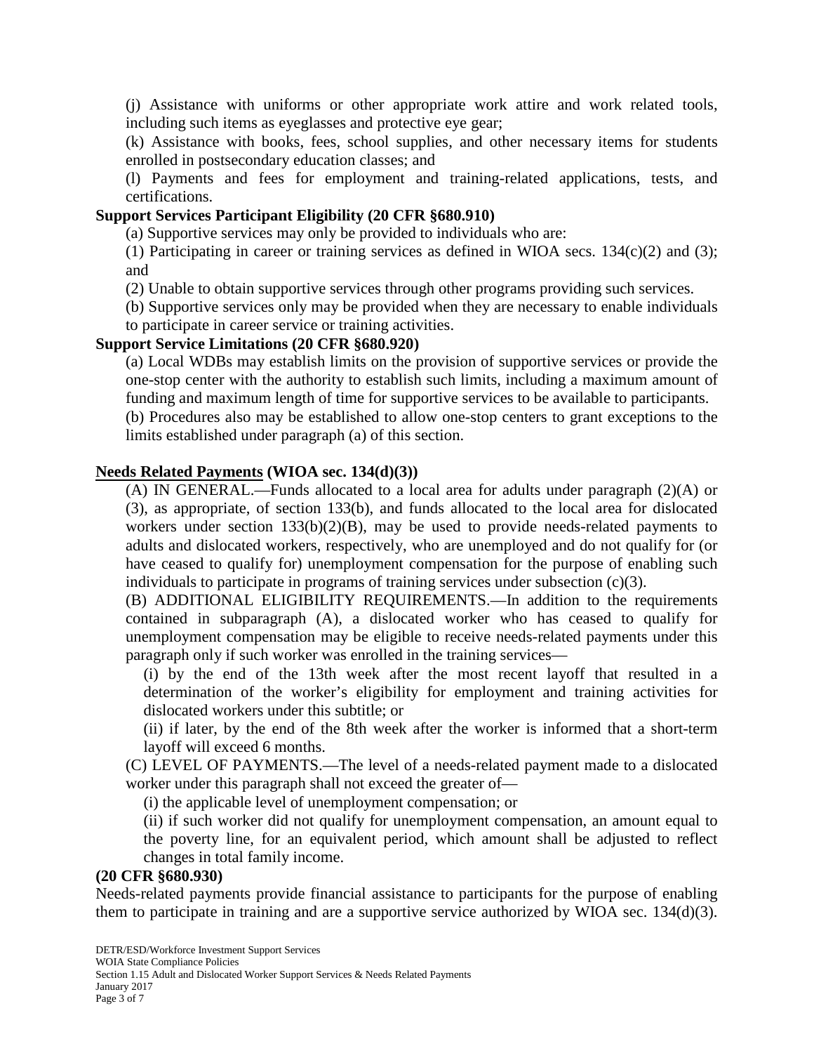(j) Assistance with uniforms or other appropriate work attire and work related tools, including such items as eyeglasses and protective eye gear;

(k) Assistance with books, fees, school supplies, and other necessary items for students enrolled in postsecondary education classes; and

(l) Payments and fees for employment and training-related applications, tests, and certifications.

**Support Services Participant Eligibility (20 CFR §680.910)**

(a) Supportive services may only be provided to individuals who are:

(1) Participating in career or training services as defined in WIOA secs. 134(c)(2) and (3); and

(2) Unable to obtain supportive services through other programs providing such services.

(b) Supportive services only may be provided when they are necessary to enable individuals to participate in career service or training activities.

**Support Service Limitations (20 CFR §680.920)**

(a) Local WDBs may establish limits on the provision of supportive services or provide the one-stop center with the authority to establish such limits, including a maximum amount of funding and maximum length of time for supportive services to be available to participants.

(b) Procedures also may be established to allow one-stop centers to grant exceptions to the limits established under paragraph (a) of this section.

**<u>Needs Related Payments</u> (WIOA sec. 134(d)(3))**

(A) IN GENERAL.—Funds allocated to a local area for adults under paragraph (2)(A) or (3), as appropriate, of section 133(b), and funds allocated to the local area for dislocated workers under section 133(b)(2)(B), may be used to provide needs-related payments to adults and dislocated workers, respectively, who are unemployed and do not qualify for (or have ceased to qualify for) unemployment compensation for the purpose of enabling such individuals to participate in programs of training services under subsection (c)(3).

(B) ADDITIONAL ELIGIBILITY REQUIREMENTS.—In addition to the requirements contained in subparagraph (A), a dislocated worker who has ceased to qualify for unemployment compensation may be eligible to receive needs-related payments under this paragraph only if such worker was enrolled in the training services—

(i) by the end of the 13th week after the most recent layoff that resulted in a determination of the worker's eligibility for employment and training activities for dislocated workers under this subtitle; or

(ii) if later, by the end of the 8th week after the worker is informed that a short-term layoff will exceed 6 months.

(C) LEVEL OF PAYMENTS.—The level of a needs-related payment made to a dislocated worker under this paragraph shall not exceed the greater of—

(i) the applicable level of unemployment compensation; or

(ii) if such worker did not qualify for unemployment compensation, an amount equal to the poverty line, for an equivalent period, which amount shall be adjusted to reflect changes in total family income.

**(20 CFR §680.930)**

Needs-related payments provide financial assistance to participants for the purpose of enabling them to participate in training and are a supportive service authorized by WIOA sec. 134(d)(3).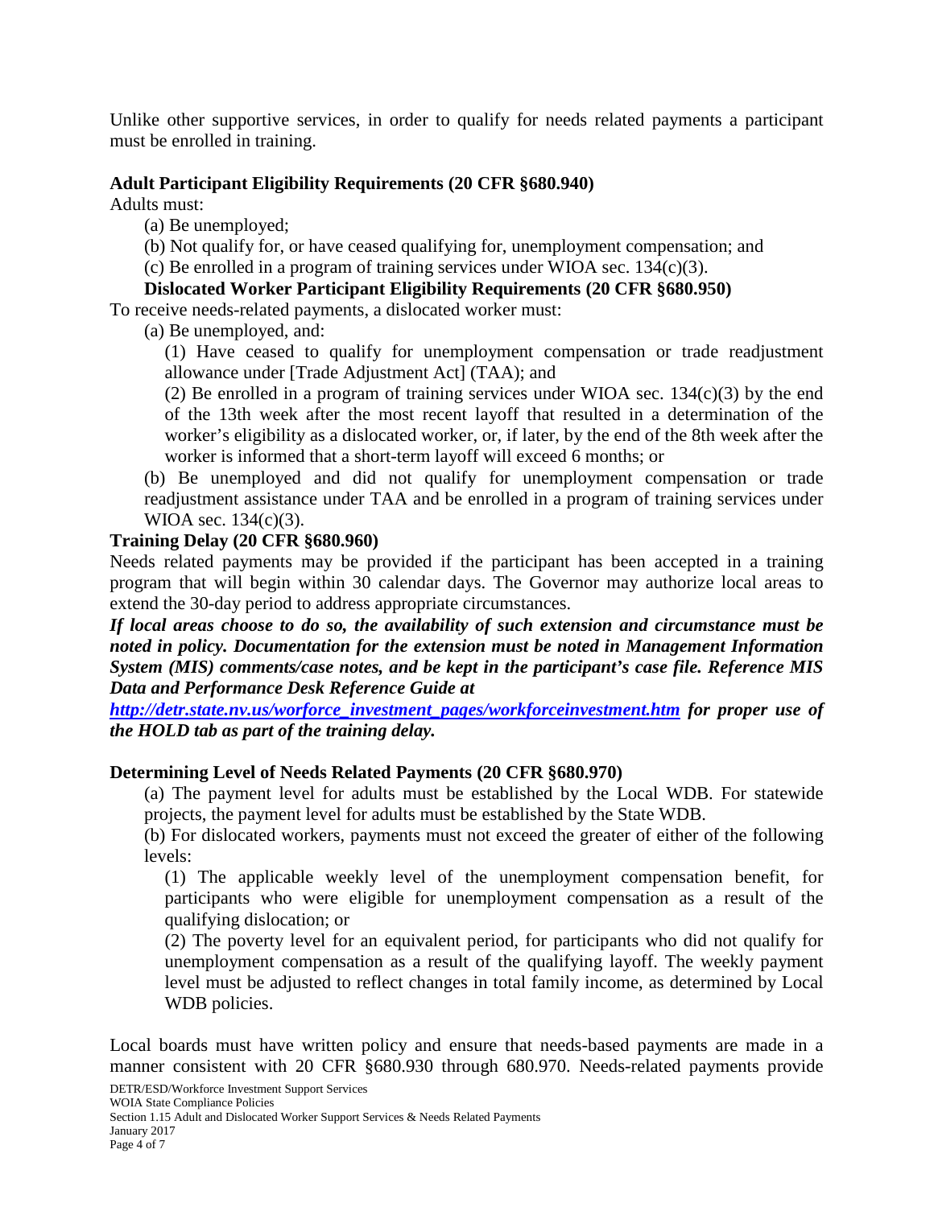Unlike other supportive services, in order to qualify for needs related payments a participant must be enrolled in training.

**Adult Participant Eligibility Requirements (20 CFR §680.940)**

Adults must:

(a) Be unemployed;

(b) Not qualify for, or have ceased qualifying for, unemployment compensation; and

(c) Be enrolled in a program of training services under WIOA sec. 134(c)(3).

**Dislocated Worker Participant Eligibility Requirements (20 CFR §680.950)**

To receive needs-related payments, a dislocated worker must:

(a) Be unemployed, and:

(1) Have ceased to qualify for unemployment compensation or trade readjustment allowance under [Trade Adjustment Act] (TAA); and

(2) Be enrolled in a program of training services under WIOA sec. 134(c)(3) by the end of the 13th week after the most recent layoff that resulted in a determination of the worker's eligibility as a dislocated worker, or, if later, by the end of the 8th week after the worker is informed that a short-term layoff will exceed 6 months; or

(b) Be unemployed and did not qualify for unemployment compensation or trade readjustment assistance under TAA and be enrolled in a program of training services under WIOA sec. 134(c)(3).

**Training Delay (20 CFR §680.960)**

Needs related payments may be provided if the participant has been accepted in a training program that will begin within 30 calendar days. The Governor may authorize local areas to extend the 30-day period to address appropriate circumstances.

***If local areas choose to do so, the availability of such extension and circumstance must be noted in policy. Documentation for the extension must be noted in Management Information System (MIS) comments/case notes, and be kept in the participant's case file. Reference MIS Data and Performance Desk Reference Guide at [http://detr.state.nv.us/worforce_investment_pages/workforceinvestment.htm](http://detr.state.nv.us/worforce_investment_pages/workforceinvestment.htm) for proper use of the HOLD tab as part of the training delay.***

**Determining Level of Needs Related Payments (20 CFR §680.970)**

(a) The payment level for adults must be established by the Local WDB. For statewide projects, the payment level for adults must be established by the State WDB.

(b) For dislocated workers, payments must not exceed the greater of either of the following levels:

(1) The applicable weekly level of the unemployment compensation benefit, for participants who were eligible for unemployment compensation as a result of the qualifying dislocation; or

(2) The poverty level for an equivalent period, for participants who did not qualify for unemployment compensation as a result of the qualifying layoff. The weekly payment level must be adjusted to reflect changes in total family income, as determined by Local WDB policies.

Local boards must have written policy and ensure that needs-based payments are made in a manner consistent with 20 CFR §680.930 through 680.970. Needs-related payments provide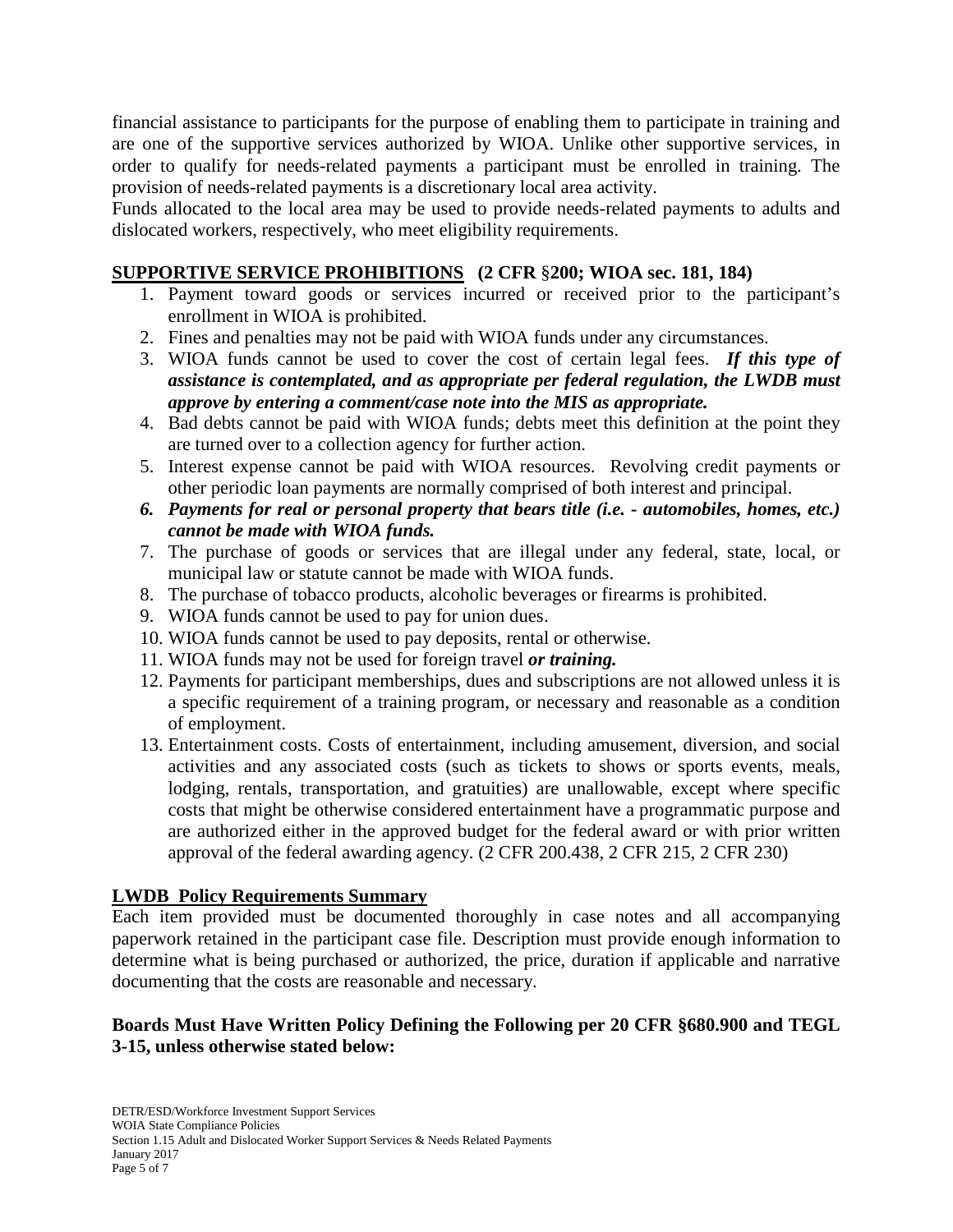financial assistance to participants for the purpose of enabling them to participate in training and are one of the supportive services authorized by WIOA. Unlike other supportive services, in order to qualify for needs-related payments a participant must be enrolled in training. The provision of needs-related payments is a discretionary local area activity.
Funds allocated to the local area may be used to provide needs-related payments to adults and dislocated workers, respectively, who meet eligibility requirements.

## SUPPORTIVE SERVICE PROHIBITIONS (2 CFR §200; WIOA sec. 181, 184)

1. Payment toward goods or services incurred or received prior to the participant's enrollment in WIOA is prohibited.
2. Fines and penalties may not be paid with WIOA funds under any circumstances.
3. WIOA funds cannot be used to cover the cost of certain legal fees. ***If this type of assistance is contemplated, and as appropriate per federal regulation, the LWDB must approve by entering a comment/case note into the MIS as appropriate.***
4. Bad debts cannot be paid with WIOA funds; debts meet this definition at the point they are turned over to a collection agency for further action.
5. Interest expense cannot be paid with WIOA resources. Revolving credit payments or other periodic loan payments are normally comprised of both interest and principal.
6. ***Payments for real or personal property that bears title (i.e. - automobiles, homes, etc.) cannot be made with WIOA funds.***
7. The purchase of goods or services that are illegal under any federal, state, local, or municipal law or statute cannot be made with WIOA funds.
8. The purchase of tobacco products, alcoholic beverages or firearms is prohibited.
9. WIOA funds cannot be used to pay for union dues.
10. WIOA funds cannot be used to pay deposits, rental or otherwise.
11. WIOA funds may not be used for foreign travel ***or training.***
12. Payments for participant memberships, dues and subscriptions are not allowed unless it is a specific requirement of a training program, or necessary and reasonable as a condition of employment.
13. Entertainment costs. Costs of entertainment, including amusement, diversion, and social activities and any associated costs (such as tickets to shows or sports events, meals, lodging, rentals, transportation, and gratuities) are unallowable, except where specific costs that might be otherwise considered entertainment have a programmatic purpose and are authorized either in the approved budget for the federal award or with prior written approval of the federal awarding agency. (2 CFR 200.438, 2 CFR 215, 2 CFR 230)

## LWDB Policy Requirements Summary

Each item provided must be documented thoroughly in case notes and all accompanying paperwork retained in the participant case file. Description must provide enough information to determine what is being purchased or authorized, the price, duration if applicable and narrative documenting that the costs are reasonable and necessary.

### Boards Must Have Written Policy Defining the Following per 20 CFR §680.900 and TEGL 3-15, unless otherwise stated below: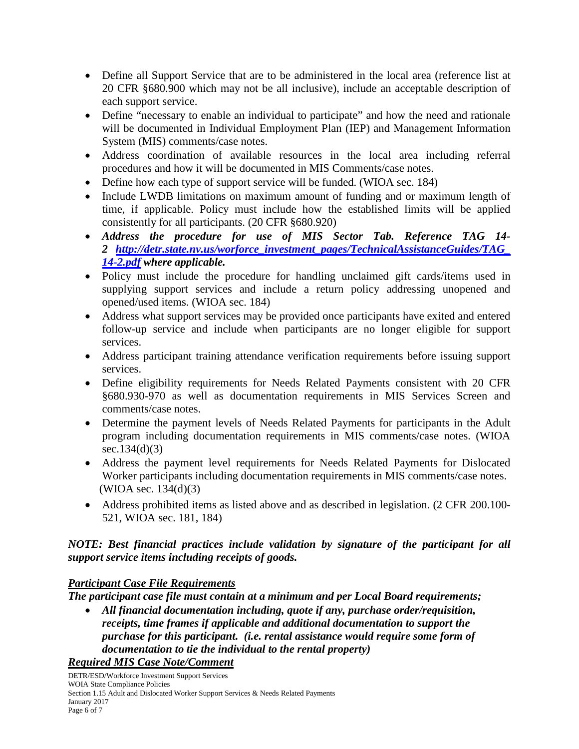- Define all Support Service that are to be administered in the local area (reference list at 20 CFR §680.900 which may not be all inclusive), include an acceptable description of each support service.
- Define "necessary to enable an individual to participate" and how the need and rationale will be documented in Individual Employment Plan (IEP) and Management Information System (MIS) comments/case notes.
- Address coordination of available resources in the local area including referral procedures and how it will be documented in MIS Comments/case notes.
- Define how each type of support service will be funded. (WIOA sec. 184)
- Include LWDB limitations on maximum amount of funding and or maximum length of time, if applicable. Policy must include how the established limits will be applied consistently for all participants. (20 CFR §680.920)
- ***Address the procedure for use of MIS Sector Tab. Reference TAG 14-2 [http://detr.state.nv.us/worforce_investment_pages/TechnicalAssistanceGuides/TAG_14-2.pdf](http://detr.state.nv.us/worforce_investment_pages/TechnicalAssistanceGuides/TAG_14-2.pdf) where applicable.***
- Policy must include the procedure for handling unclaimed gift cards/items used in supplying support services and include a return policy addressing unopened and opened/used items. (WIOA sec. 184)
- Address what support services may be provided once participants have exited and entered follow-up service and include when participants are no longer eligible for support services.
- Address participant training attendance verification requirements before issuing support services.
- Define eligibility requirements for Needs Related Payments consistent with 20 CFR §680.930-970 as well as documentation requirements in MIS Services Screen and comments/case notes.
- Determine the payment levels of Needs Related Payments for participants in the Adult program including documentation requirements in MIS comments/case notes. (WIOA sec.134(d)(3)
- Address the payment level requirements for Needs Related Payments for Dislocated Worker participants including documentation requirements in MIS comments/case notes. (WIOA sec. 134(d)(3)
- Address prohibited items as listed above and as described in legislation. (2 CFR 200.100-521, WIOA sec. 181, 184)

***NOTE: Best financial practices include validation by signature of the participant for all support service items including receipts of goods.***

***<u>Participant Case File Requirements</u>***

***The participant case file must contain at a minimum and per Local Board requirements;***

- ***All financial documentation including, quote if any, purchase order/requisition, receipts, time frames if applicable and additional documentation to support the purchase for this participant. (i.e. rental assistance would require some form of documentation to tie the individual to the rental property)***

***<u>Required MIS Case Note/Comment</u>***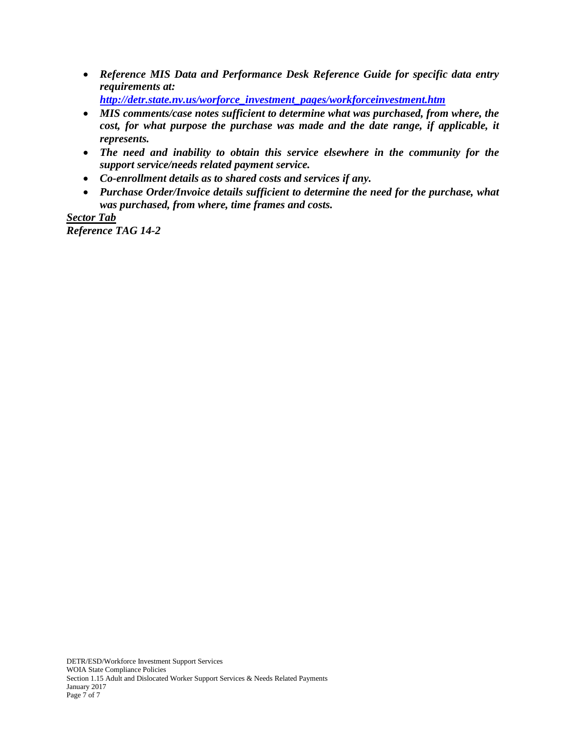- ***Reference MIS Data and Performance Desk Reference Guide for specific data entry requirements at:*** ***[http://detr.state.nv.us/worforce_investment_pages/workforceinvestment.htm](http://detr.state.nv.us/worforce_investment_pages/workforceinvestment.htm)***
- ***MIS comments/case notes sufficient to determine what was purchased, from where, the cost, for what purpose the purchase was made and the date range, if applicable, it represents.***
- ***The need and inability to obtain this service elsewhere in the community for the support service/needs related payment service.***
- ***Co-enrollment details as to shared costs and services if any.***
- ***Purchase Order/Invoice details sufficient to determine the need for the purchase, what was purchased, from where, time frames and costs.***

***<u>Sector Tab</u>***

***Reference TAG 14-2***